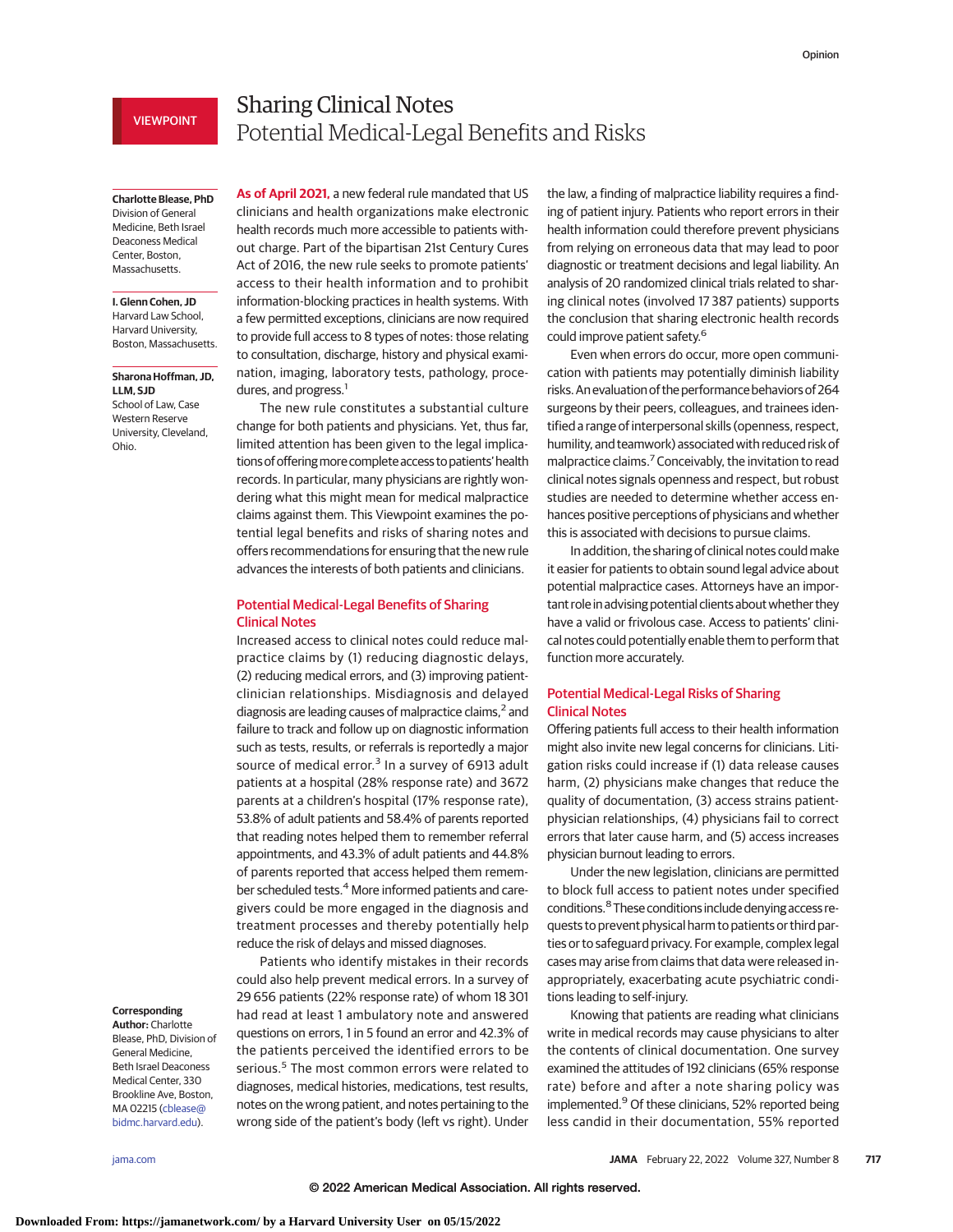VIEWPOINT

# Sharing Clinical Notes

## Potential Medical-Legal Benefits and Risks

**Charlotte Blease, PhD**
Division of General Medicine, Beth Israel Deaconess Medical Center, Boston, Massachusetts.

**I. Glenn Cohen, JD**
Harvard Law School, Harvard University, Boston, Massachusetts.

**Sharona Hoffman, JD, LLM, SJD**
School of Law, Case Western Reserve University, Cleveland, Ohio.

**Corresponding Author:** Charlotte Blease, PhD, Division of General Medicine, Beth Israel Deaconess Medical Center, 330 Brookline Ave, Boston, MA 02215 (cblease@bidmc.harvard.edu).

As of April 2021, a new federal rule mandated that US clinicians and health organizations make electronic health records much more accessible to patients without charge. Part of the bipartisan 21st Century Cures Act of 2016, the new rule seeks to promote patients' access to their health information and to prohibit information-blocking practices in health systems. With a few permitted exceptions, clinicians are now required to provide full access to 8 types of notes: those relating to consultation, discharge, history and physical examination, imaging, laboratory tests, pathology, procedures, and progress.[1]

The new rule constitutes a substantial culture change for both patients and physicians. Yet, thus far, limited attention has been given to the legal implications of offering more complete access to patients' health records. In particular, many physicians are rightly wondering what this might mean for medical malpractice claims against them. This Viewpoint examines the potential legal benefits and risks of sharing notes and offers recommendations for ensuring that the new rule advances the interests of both patients and clinicians.

## Potential Medical-Legal Benefits of Sharing Clinical Notes

Increased access to clinical notes could reduce malpractice claims by (1) reducing diagnostic delays, (2) reducing medical errors, and (3) improving patient-clinician relationships. Misdiagnosis and delayed diagnosis are leading causes of malpractice claims,[2] and failure to track and follow up on diagnostic information such as tests, results, or referrals is reportedly a major source of medical error.[3] In a survey of 6913 adult patients at a hospital (28% response rate) and 3672 parents at a children's hospital (17% response rate), 53.8% of adult patients and 58.4% of parents reported that reading notes helped them to remember referral appointments, and 43.3% of adult patients and 44.8% of parents reported that access helped them remember scheduled tests.[4] More informed patients and caregivers could be more engaged in the diagnosis and treatment processes and thereby potentially help reduce the risk of delays and missed diagnoses.

Patients who identify mistakes in their records could also help prevent medical errors. In a survey of 29 656 patients (22% response rate) of whom 18 301 had read at least 1 ambulatory note and answered questions on errors, 1 in 5 found an error and 42.3% of the patients perceived the identified errors to be serious.[5] The most common errors were related to diagnoses, medical histories, medications, test results, notes on the wrong patient, and notes pertaining to the wrong side of the patient's body (left vs right). Under the law, a finding of malpractice liability requires a finding of patient injury. Patients who report errors in their health information could therefore prevent physicians from relying on erroneous data that may lead to poor diagnostic or treatment decisions and legal liability. An analysis of 20 randomized clinical trials related to sharing clinical notes (involved 17 387 patients) supports the conclusion that sharing electronic health records could improve patient safety.[6]

Even when errors do occur, more open communication with patients may potentially diminish liability risks. An evaluation of the performance behaviors of 264 surgeons by their peers, colleagues, and trainees identified a range of interpersonal skills (openness, respect, humility, and teamwork) associated with reduced risk of malpractice claims.[7] Conceivably, the invitation to read clinical notes signals openness and respect, but robust studies are needed to determine whether access enhances positive perceptions of physicians and whether this is associated with decisions to pursue claims.

In addition, the sharing of clinical notes could make it easier for patients to obtain sound legal advice about potential malpractice cases. Attorneys have an important role in advising potential clients about whether they have a valid or frivolous case. Access to patients' clinical notes could potentially enable them to perform that function more accurately.

## Potential Medical-Legal Risks of Sharing Clinical Notes

Offering patients full access to their health information might also invite new legal concerns for clinicians. Litigation risks could increase if (1) data release causes harm, (2) physicians make changes that reduce the quality of documentation, (3) access strains patient-physician relationships, (4) physicians fail to correct errors that later cause harm, and (5) access increases physician burnout leading to errors.

Under the new legislation, clinicians are permitted to block full access to patient notes under specified conditions.[8] These conditions include denying access requests to prevent physical harm to patients or third parties or to safeguard privacy. For example, complex legal cases may arise from claims that data were released inappropriately, exacerbating acute psychiatric conditions leading to self-injury.

Knowing that patients are reading what clinicians write in medical records may cause physicians to alter the contents of clinical documentation. One survey examined the attitudes of 192 clinicians (65% response rate) before and after a note sharing policy was implemented.[9] Of these clinicians, 52% reported being less candid in their documentation, 55% reported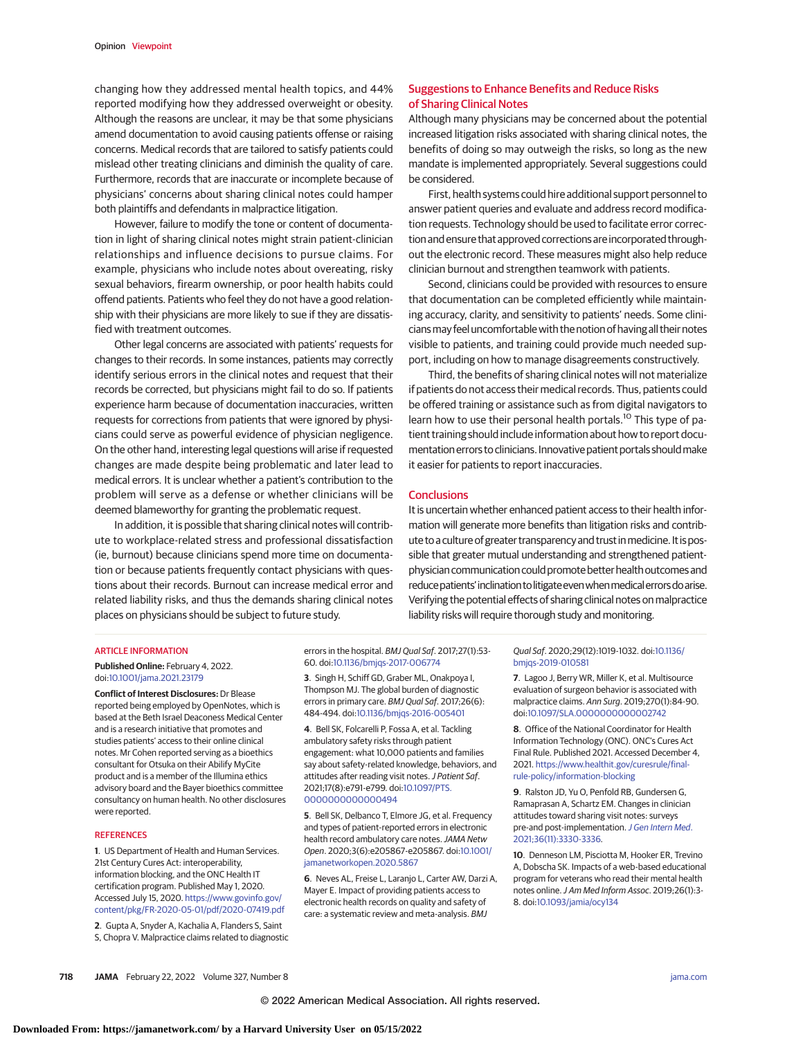changing how they addressed mental health topics, and 44% reported modifying how they addressed overweight or obesity. Although the reasons are unclear, it may be that some physicians amend documentation to avoid causing patients offense or raising concerns. Medical records that are tailored to satisfy patients could mislead other treating clinicians and diminish the quality of care. Furthermore, records that are inaccurate or incomplete because of physicians' concerns about sharing clinical notes could hamper both plaintiffs and defendants in malpractice litigation.

However, failure to modify the tone or content of documentation in light of sharing clinical notes might strain patient-clinician relationships and influence decisions to pursue claims. For example, physicians who include notes about overeating, risky sexual behaviors, firearm ownership, or poor health habits could offend patients. Patients who feel they do not have a good relationship with their physicians are more likely to sue if they are dissatisfied with treatment outcomes.

Other legal concerns are associated with patients' requests for changes to their records. In some instances, patients may correctly identify serious errors in the clinical notes and request that their records be corrected, but physicians might fail to do so. If patients experience harm because of documentation inaccuracies, written requests for corrections from patients that were ignored by physicians could serve as powerful evidence of physician negligence. On the other hand, interesting legal questions will arise if requested changes are made despite being problematic and later lead to medical errors. It is unclear whether a patient's contribution to the problem will serve as a defense or whether clinicians will be deemed blameworthy for granting the problematic request.

In addition, it is possible that sharing clinical notes will contribute to workplace-related stress and professional dissatisfaction (ie, burnout) because clinicians spend more time on documentation or because patients frequently contact physicians with questions about their records. Burnout can increase medical error and related liability risks, and thus the demands sharing clinical notes places on physicians should be subject to future study.

## Suggestions to Enhance Benefits and Reduce Risks of Sharing Clinical Notes

Although many physicians may be concerned about the potential increased litigation risks associated with sharing clinical notes, the benefits of doing so may outweigh the risks, so long as the new mandate is implemented appropriately. Several suggestions could be considered.

First, health systems could hire additional support personnel to answer patient queries and evaluate and address record modification requests. Technology should be used to facilitate error correction and ensure that approved corrections are incorporated throughout the electronic record. These measures might also help reduce clinician burnout and strengthen teamwork with patients.

Second, clinicians could be provided with resources to ensure that documentation can be completed efficiently while maintaining accuracy, clarity, and sensitivity to patients' needs. Some clinicians may feel uncomfortable with the notion of having all their notes visible to patients, and training could provide much needed support, including on how to manage disagreements constructively.

Third, the benefits of sharing clinical notes will not materialize if patients do not access their medical records. Thus, patients could be offered training or assistance such as from digital navigators to learn how to use their personal health portals.[10] This type of patient training should include information about how to report documentation errors to clinicians. Innovative patient portals should make it easier for patients to report inaccuracies.

## Conclusions

It is uncertain whether enhanced patient access to their health information will generate more benefits than litigation risks and contribute to a culture of greater transparency and trust in medicine. It is possible that greater mutual understanding and strengthened patient-physician communication could promote better health outcomes and reduce patients' inclination to litigate even when medical errors do arise. Verifying the potential effects of sharing clinical notes on malpractice liability risks will require thorough study and monitoring.

### ARTICLE INFORMATION

**Published Online:** February 4, 2022. doi:10.1001/jama.2021.23179

**Conflict of Interest Disclosures:** Dr Blease reported being employed by OpenNotes, which is based at the Beth Israel Deaconess Medical Center and is a research initiative that promotes and studies patients' access to their online clinical notes. Mr Cohen reported serving as a bioethics consultant for Otsuka on their Abilify MyCite product and is a member of the Illumina ethics advisory board and the Bayer bioethics committee consultancy on human health. No other disclosures were reported.

### REFERENCES

1. US Department of Health and Human Services. 21st Century Cures Act: interoperability, information blocking, and the ONC health IT certification program. Published May 1, 2020. Accessed July 15, 2020. https://www.govinfo.gov/content/pkg/FR-2020-05-01/pdf/2020-07419.pdf

2. Gupta A, Snyder A, Kachalia A, Flanders S, Saint S, Chopra V. Malpractice claims related to diagnostic errors in the hospital. *BMJ Qual Saf*. 2017;27(1):53-60. doi:10.1136/bmjqs-2017-006774

3. Singh H, Schiff GD, Graber ML, Onakpoya I, Thompson MJ. The global burden of diagnostic errors in primary care. *BMJ Qual Saf*. 2017;26(6):484-494. doi:10.1136/bmjqs-2016-005401

4. Bell SK, Folcarelli P, Fossa A, et al. Tackling ambulatory safety risks through patient engagement: what 10,000 patients and families say about safety-related knowledge, behaviors, and attitudes after reading visit notes. *J Patient Saf*. 2021;17(8):e791-e799. doi:10.1097/PTS.0000000000000494

5. Bell SK, Delbanco T, Elmore JG, et al. Frequency and types of patient-reported errors in electronic health record ambulatory care notes. *JAMA Netw Open*. 2020;3(6):e205867-e205867. doi:10.1001/jamanetworkopen.2020.5867

6. Neves AL, Freise L, Laranjo L, Carter AW, Darzi A, Mayer E. Impact of providing patients access to electronic health records on quality and safety of care: a systematic review and meta-analysis. *BMJ Qual Saf*. 2020;29(12):1019-1032. doi:10.1136/bmjqs-2019-010581

7. Lagoo J, Berry WR, Miller K, et al. Multisource evaluation of surgeon behavior is associated with malpractice claims. *Ann Surg*. 2019;270(1):84-90. doi:10.1097/SLA.0000000000002742

8. Office of the National Coordinator for Health Information Technology (ONC). ONC's Cures Act Final Rule. Published 2021. Accessed December 4, 2021. https://www.healthit.gov/curesrule/final-rule-policy/information-blocking

9. Ralston JD, Yu O, Penfold RB, Gundersen G, Ramaprasan A, Schartz EM. Changes in clinician attitudes toward sharing visit notes: surveys pre-and post-implementation. *J Gen Intern Med*. 2021;36(11):3330-3336.

10. Denneson LM, Pisciotta M, Hooker ER, Trevino A, Dobscha SK. Impacts of a web-based educational program for veterans who read their mental health notes online. *J Am Med Inform Assoc*. 2019;26(1):3-8. doi:10.1093/jamia/ocy134